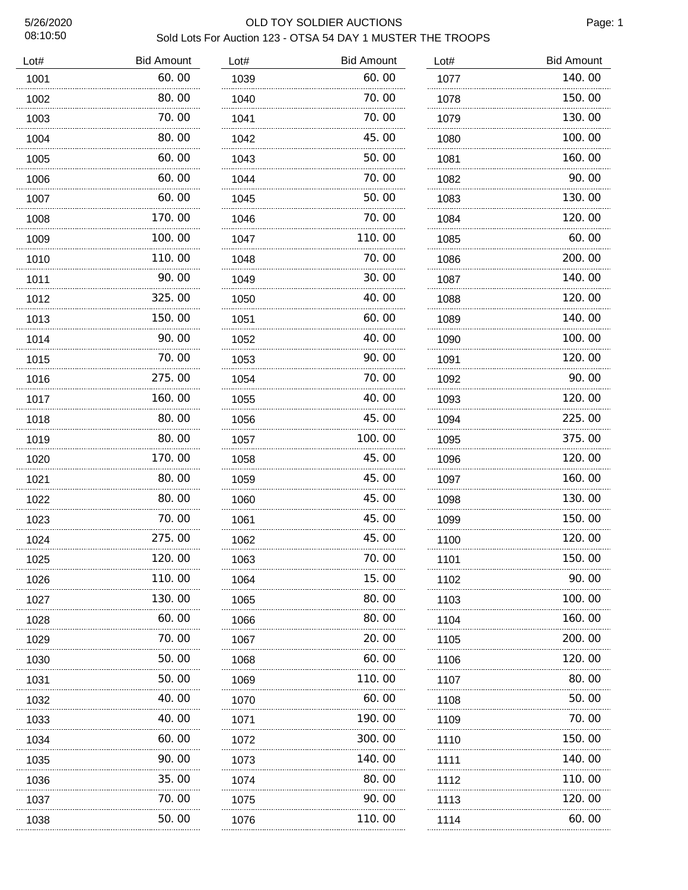# OLD TOY SOLDIER AUCTIONS

## Sold Lots For Auction 123 - OTSA 54 DAY 1 MUSTER THE TROOPS

5/26/2020
08:10:50

| Lot# | Bid Amount |
|---|---|
| 1001 | 60.00 |
| 1002 | 80.00 |
| 1003 | 70.00 |
| 1004 | 80.00 |
| 1005 | 60.00 |
| 1006 | 60.00 |
| 1007 | 60.00 |
| 1008 | 170.00 |
| 1009 | 100.00 |
| 1010 | 110.00 |
| 1011 | 90.00 |
| 1012 | 325.00 |
| 1013 | 150.00 |
| 1014 | 90.00 |
| 1015 | 70.00 |
| 1016 | 275.00 |
| 1017 | 160.00 |
| 1018 | 80.00 |
| 1019 | 80.00 |
| 1020 | 170.00 |
| 1021 | 80.00 |
| 1022 | 80.00 |
| 1023 | 70.00 |
| 1024 | 275.00 |
| 1025 | 120.00 |
| 1026 | 110.00 |
| 1027 | 130.00 |
| 1028 | 60.00 |
| 1029 | 70.00 |
| 1030 | 50.00 |
| 1031 | 50.00 |
| 1032 | 40.00 |
| 1033 | 40.00 |
| 1034 | 60.00 |
| 1035 | 90.00 |
| 1036 | 35.00 |
| 1037 | 70.00 |
| 1038 | 50.00 |
| 1039 | 60.00 |
| 1040 | 70.00 |
| 1041 | 70.00 |
| 1042 | 45.00 |
| 1043 | 50.00 |
| 1044 | 70.00 |
| 1045 | 50.00 |
| 1046 | 70.00 |
| 1047 | 110.00 |
| 1048 | 70.00 |
| 1049 | 30.00 |
| 1050 | 40.00 |
| 1051 | 60.00 |
| 1052 | 40.00 |
| 1053 | 90.00 |
| 1054 | 70.00 |
| 1055 | 40.00 |
| 1056 | 45.00 |
| 1057 | 100.00 |
| 1058 | 45.00 |
| 1059 | 45.00 |
| 1060 | 45.00 |
| 1061 | 45.00 |
| 1062 | 45.00 |
| 1063 | 70.00 |
| 1064 | 15.00 |
| 1065 | 80.00 |
| 1066 | 80.00 |
| 1067 | 20.00 |
| 1068 | 60.00 |
| 1069 | 110.00 |
| 1070 | 60.00 |
| 1071 | 190.00 |
| 1072 | 300.00 |
| 1073 | 140.00 |
| 1074 | 80.00 |
| 1075 | 90.00 |
| 1076 | 110.00 |
| 1077 | 140.00 |
| 1078 | 150.00 |
| 1079 | 130.00 |
| 1080 | 100.00 |
| 1081 | 160.00 |
| 1082 | 90.00 |
| 1083 | 130.00 |
| 1084 | 120.00 |
| 1085 | 60.00 |
| 1086 | 200.00 |
| 1087 | 140.00 |
| 1088 | 120.00 |
| 1089 | 140.00 |
| 1090 | 100.00 |
| 1091 | 120.00 |
| 1092 | 90.00 |
| 1093 | 120.00 |
| 1094 | 225.00 |
| 1095 | 375.00 |
| 1096 | 120.00 |
| 1097 | 160.00 |
| 1098 | 130.00 |
| 1099 | 150.00 |
| 1100 | 120.00 |
| 1101 | 150.00 |
| 1102 | 90.00 |
| 1103 | 100.00 |
| 1104 | 160.00 |
| 1105 | 200.00 |
| 1106 | 120.00 |
| 1107 | 80.00 |
| 1108 | 50.00 |
| 1109 | 70.00 |
| 1110 | 150.00 |
| 1111 | 140.00 |
| 1112 | 110.00 |
| 1113 | 120.00 |
| 1114 | 60.00 |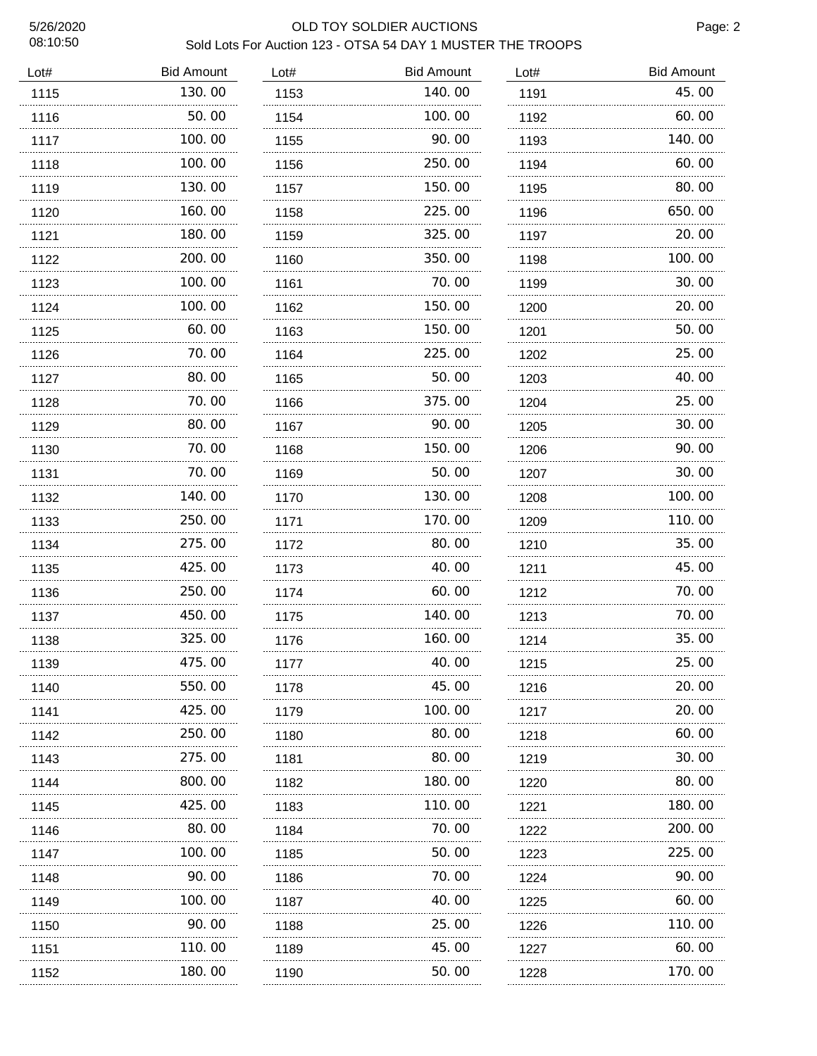# OLD TOY SOLDIER AUCTIONS

Sold Lots For Auction 123 - OTSA 54 DAY 1 MUSTER THE TROOPS

| Lot# | Bid Amount |
|---|---|
| 1115 | 130.00 |
| 1116 | 50.00 |
| 1117 | 100.00 |
| 1118 | 100.00 |
| 1119 | 130.00 |
| 1120 | 160.00 |
| 1121 | 180.00 |
| 1122 | 200.00 |
| 1123 | 100.00 |
| 1124 | 100.00 |
| 1125 | 60.00 |
| 1126 | 70.00 |
| 1127 | 80.00 |
| 1128 | 70.00 |
| 1129 | 80.00 |
| 1130 | 70.00 |
| 1131 | 70.00 |
| 1132 | 140.00 |
| 1133 | 250.00 |
| 1134 | 275.00 |
| 1135 | 425.00 |
| 1136 | 250.00 |
| 1137 | 450.00 |
| 1138 | 325.00 |
| 1139 | 475.00 |
| 1140 | 550.00 |
| 1141 | 425.00 |
| 1142 | 250.00 |
| 1143 | 275.00 |
| 1144 | 800.00 |
| 1145 | 425.00 |
| 1146 | 80.00 |
| 1147 | 100.00 |
| 1148 | 90.00 |
| 1149 | 100.00 |
| 1150 | 90.00 |
| 1151 | 110.00 |
| 1152 | 180.00 |
| 1153 | 140.00 |
| 1154 | 100.00 |
| 1155 | 90.00 |
| 1156 | 250.00 |
| 1157 | 150.00 |
| 1158 | 225.00 |
| 1159 | 325.00 |
| 1160 | 350.00 |
| 1161 | 70.00 |
| 1162 | 150.00 |
| 1163 | 150.00 |
| 1164 | 225.00 |
| 1165 | 50.00 |
| 1166 | 375.00 |
| 1167 | 90.00 |
| 1168 | 150.00 |
| 1169 | 50.00 |
| 1170 | 130.00 |
| 1171 | 170.00 |
| 1172 | 80.00 |
| 1173 | 40.00 |
| 1174 | 60.00 |
| 1175 | 140.00 |
| 1176 | 160.00 |
| 1177 | 40.00 |
| 1178 | 45.00 |
| 1179 | 100.00 |
| 1180 | 80.00 |
| 1181 | 80.00 |
| 1182 | 180.00 |
| 1183 | 110.00 |
| 1184 | 70.00 |
| 1185 | 50.00 |
| 1186 | 70.00 |
| 1187 | 40.00 |
| 1188 | 25.00 |
| 1189 | 45.00 |
| 1190 | 50.00 |
| 1191 | 45.00 |
| 1192 | 60.00 |
| 1193 | 140.00 |
| 1194 | 60.00 |
| 1195 | 80.00 |
| 1196 | 650.00 |
| 1197 | 20.00 |
| 1198 | 100.00 |
| 1199 | 30.00 |
| 1200 | 20.00 |
| 1201 | 50.00 |
| 1202 | 25.00 |
| 1203 | 40.00 |
| 1204 | 25.00 |
| 1205 | 30.00 |
| 1206 | 90.00 |
| 1207 | 30.00 |
| 1208 | 100.00 |
| 1209 | 110.00 |
| 1210 | 35.00 |
| 1211 | 45.00 |
| 1212 | 70.00 |
| 1213 | 70.00 |
| 1214 | 35.00 |
| 1215 | 25.00 |
| 1216 | 20.00 |
| 1217 | 20.00 |
| 1218 | 60.00 |
| 1219 | 30.00 |
| 1220 | 80.00 |
| 1221 | 180.00 |
| 1222 | 200.00 |
| 1223 | 225.00 |
| 1224 | 90.00 |
| 1225 | 60.00 |
| 1226 | 110.00 |
| 1227 | 60.00 |
| 1228 | 170.00 |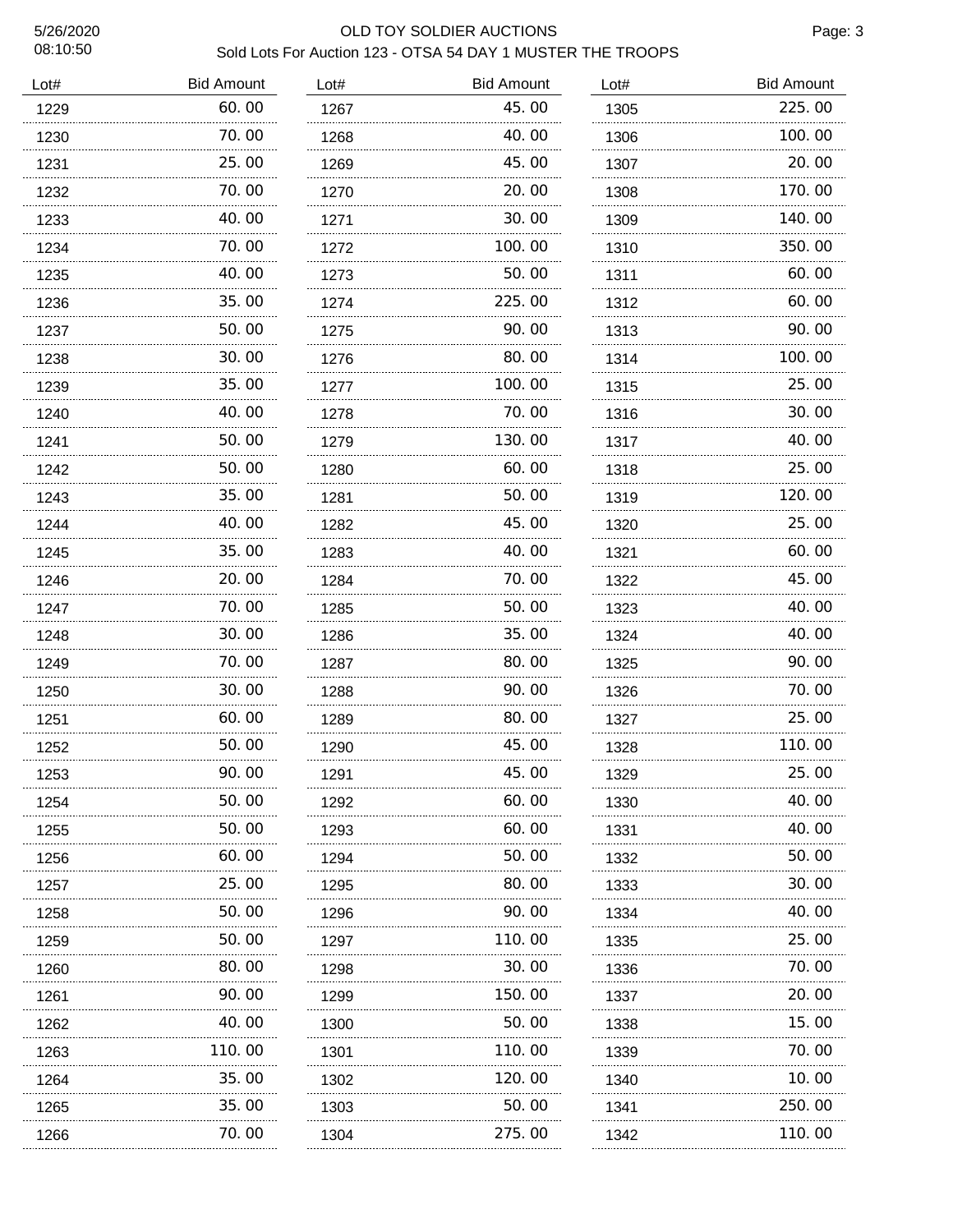# OLD TOY SOLDIER AUCTIONS

Sold Lots For Auction 123 - OTSA 54 DAY 1 MUSTER THE TROOPS

5/26/2020
08:10:50

| Lot# | Bid Amount | Lot# | Bid Amount | Lot# | Bid Amount |
|---|---|---|---|---|---|
| 1229 | 60.00 | 1267 | 45.00 | 1305 | 225.00 |
| 1230 | 70.00 | 1268 | 40.00 | 1306 | 100.00 |
| 1231 | 25.00 | 1269 | 45.00 | 1307 | 20.00 |
| 1232 | 70.00 | 1270 | 20.00 | 1308 | 170.00 |
| 1233 | 40.00 | 1271 | 30.00 | 1309 | 140.00 |
| 1234 | 70.00 | 1272 | 100.00 | 1310 | 350.00 |
| 1235 | 40.00 | 1273 | 50.00 | 1311 | 60.00 |
| 1236 | 35.00 | 1274 | 225.00 | 1312 | 60.00 |
| 1237 | 50.00 | 1275 | 90.00 | 1313 | 90.00 |
| 1238 | 30.00 | 1276 | 80.00 | 1314 | 100.00 |
| 1239 | 35.00 | 1277 | 100.00 | 1315 | 25.00 |
| 1240 | 40.00 | 1278 | 70.00 | 1316 | 30.00 |
| 1241 | 50.00 | 1279 | 130.00 | 1317 | 40.00 |
| 1242 | 50.00 | 1280 | 60.00 | 1318 | 25.00 |
| 1243 | 35.00 | 1281 | 50.00 | 1319 | 120.00 |
| 1244 | 40.00 | 1282 | 45.00 | 1320 | 25.00 |
| 1245 | 35.00 | 1283 | 40.00 | 1321 | 60.00 |
| 1246 | 20.00 | 1284 | 70.00 | 1322 | 45.00 |
| 1247 | 70.00 | 1285 | 50.00 | 1323 | 40.00 |
| 1248 | 30.00 | 1286 | 35.00 | 1324 | 40.00 |
| 1249 | 70.00 | 1287 | 80.00 | 1325 | 90.00 |
| 1250 | 30.00 | 1288 | 90.00 | 1326 | 70.00 |
| 1251 | 60.00 | 1289 | 80.00 | 1327 | 25.00 |
| 1252 | 50.00 | 1290 | 45.00 | 1328 | 110.00 |
| 1253 | 90.00 | 1291 | 45.00 | 1329 | 25.00 |
| 1254 | 50.00 | 1292 | 60.00 | 1330 | 40.00 |
| 1255 | 50.00 | 1293 | 60.00 | 1331 | 40.00 |
| 1256 | 60.00 | 1294 | 50.00 | 1332 | 50.00 |
| 1257 | 25.00 | 1295 | 80.00 | 1333 | 30.00 |
| 1258 | 50.00 | 1296 | 90.00 | 1334 | 40.00 |
| 1259 | 50.00 | 1297 | 110.00 | 1335 | 25.00 |
| 1260 | 80.00 | 1298 | 30.00 | 1336 | 70.00 |
| 1261 | 90.00 | 1299 | 150.00 | 1337 | 20.00 |
| 1262 | 40.00 | 1300 | 50.00 | 1338 | 15.00 |
| 1263 | 110.00 | 1301 | 110.00 | 1339 | 70.00 |
| 1264 | 35.00 | 1302 | 120.00 | 1340 | 10.00 |
| 1265 | 35.00 | 1303 | 50.00 | 1341 | 250.00 |
| 1266 | 70.00 | 1304 | 275.00 | 1342 | 110.00 |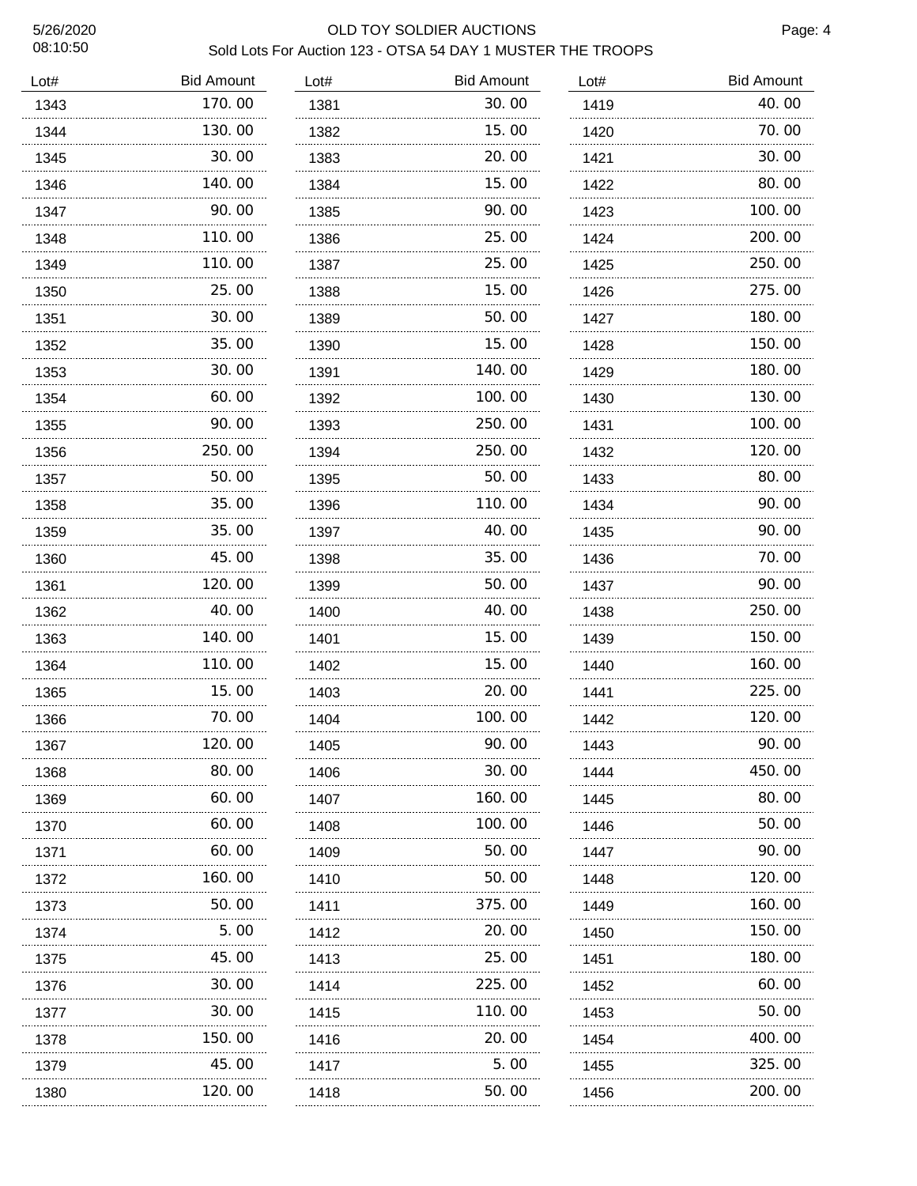# OLD TOY SOLDIER AUCTIONS

## Sold Lots For Auction 123 - OTSA 54 DAY 1 MUSTER THE TROOPS

5/26/2020
08:10:50

| Lot# | Bid Amount | Lot# | Bid Amount | Lot# | Bid Amount |
|---|---|---|---|---|---|
| 1343 | 170.00 | 1381 | 30.00 | 1419 | 40.00 |
| 1344 | 130.00 | 1382 | 15.00 | 1420 | 70.00 |
| 1345 | 30.00 | 1383 | 20.00 | 1421 | 30.00 |
| 1346 | 140.00 | 1384 | 15.00 | 1422 | 80.00 |
| 1347 | 90.00 | 1385 | 90.00 | 1423 | 100.00 |
| 1348 | 110.00 | 1386 | 25.00 | 1424 | 200.00 |
| 1349 | 110.00 | 1387 | 25.00 | 1425 | 250.00 |
| 1350 | 25.00 | 1388 | 15.00 | 1426 | 275.00 |
| 1351 | 30.00 | 1389 | 50.00 | 1427 | 180.00 |
| 1352 | 35.00 | 1390 | 15.00 | 1428 | 150.00 |
| 1353 | 30.00 | 1391 | 140.00 | 1429 | 180.00 |
| 1354 | 60.00 | 1392 | 100.00 | 1430 | 130.00 |
| 1355 | 90.00 | 1393 | 250.00 | 1431 | 100.00 |
| 1356 | 250.00 | 1394 | 250.00 | 1432 | 120.00 |
| 1357 | 50.00 | 1395 | 50.00 | 1433 | 80.00 |
| 1358 | 35.00 | 1396 | 110.00 | 1434 | 90.00 |
| 1359 | 35.00 | 1397 | 40.00 | 1435 | 90.00 |
| 1360 | 45.00 | 1398 | 35.00 | 1436 | 70.00 |
| 1361 | 120.00 | 1399 | 50.00 | 1437 | 90.00 |
| 1362 | 40.00 | 1400 | 40.00 | 1438 | 250.00 |
| 1363 | 140.00 | 1401 | 15.00 | 1439 | 150.00 |
| 1364 | 110.00 | 1402 | 15.00 | 1440 | 160.00 |
| 1365 | 15.00 | 1403 | 20.00 | 1441 | 225.00 |
| 1366 | 70.00 | 1404 | 100.00 | 1442 | 120.00 |
| 1367 | 120.00 | 1405 | 90.00 | 1443 | 90.00 |
| 1368 | 80.00 | 1406 | 30.00 | 1444 | 450.00 |
| 1369 | 60.00 | 1407 | 160.00 | 1445 | 80.00 |
| 1370 | 60.00 | 1408 | 100.00 | 1446 | 50.00 |
| 1371 | 60.00 | 1409 | 50.00 | 1447 | 90.00 |
| 1372 | 160.00 | 1410 | 50.00 | 1448 | 120.00 |
| 1373 | 50.00 | 1411 | 375.00 | 1449 | 160.00 |
| 1374 | 5.00 | 1412 | 20.00 | 1450 | 150.00 |
| 1375 | 45.00 | 1413 | 25.00 | 1451 | 180.00 |
| 1376 | 30.00 | 1414 | 225.00 | 1452 | 60.00 |
| 1377 | 30.00 | 1415 | 110.00 | 1453 | 50.00 |
| 1378 | 150.00 | 1416 | 20.00 | 1454 | 400.00 |
| 1379 | 45.00 | 1417 | 5.00 | 1455 | 325.00 |
| 1380 | 120.00 | 1418 | 50.00 | 1456 | 200.00 |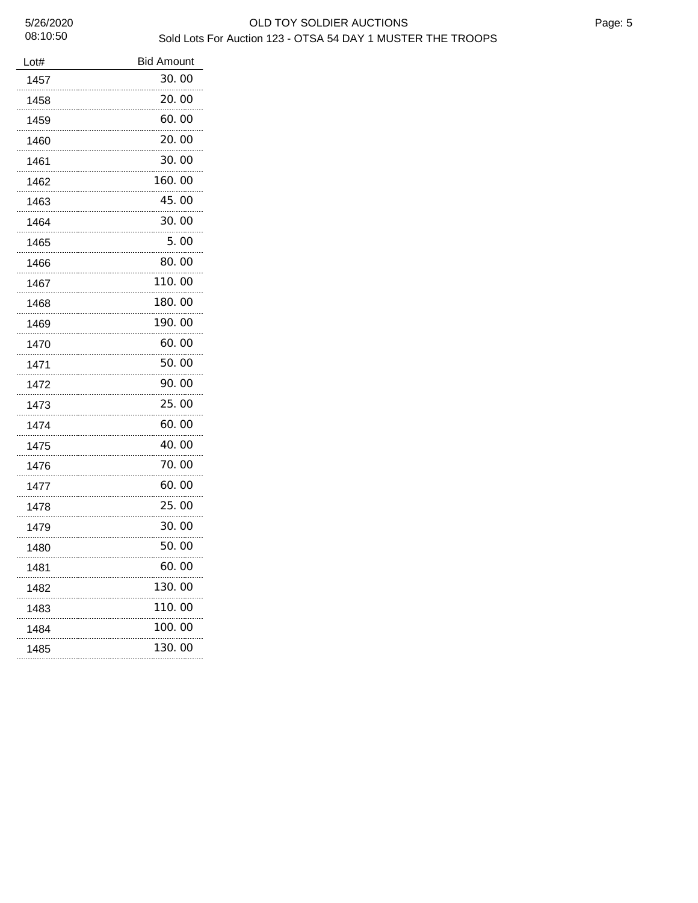| Lot# | Bid Amount |
|---|---|
| 1457 | 30.00 |
| 1458 | 20.00 |
| 1459 | 60.00 |
| 1460 | 20.00 |
| 1461 | 30.00 |
| 1462 | 160.00 |
| 1463 | 45.00 |
| 1464 | 30.00 |
| 1465 | 5.00 |
| 1466 | 80.00 |
| 1467 | 110.00 |
| 1468 | 180.00 |
| 1469 | 190.00 |
| 1470 | 60.00 |
| 1471 | 50.00 |
| 1472 | 90.00 |
| 1473 | 25.00 |
| 1474 | 60.00 |
| 1475 | 40.00 |
| 1476 | 70.00 |
| 1477 | 60.00 |
| 1478 | 25.00 |
| 1479 | 30.00 |
| 1480 | 50.00 |
| 1481 | 60.00 |
| 1482 | 130.00 |
| 1483 | 110.00 |
| 1484 | 100.00 |
| 1485 | 130.00 |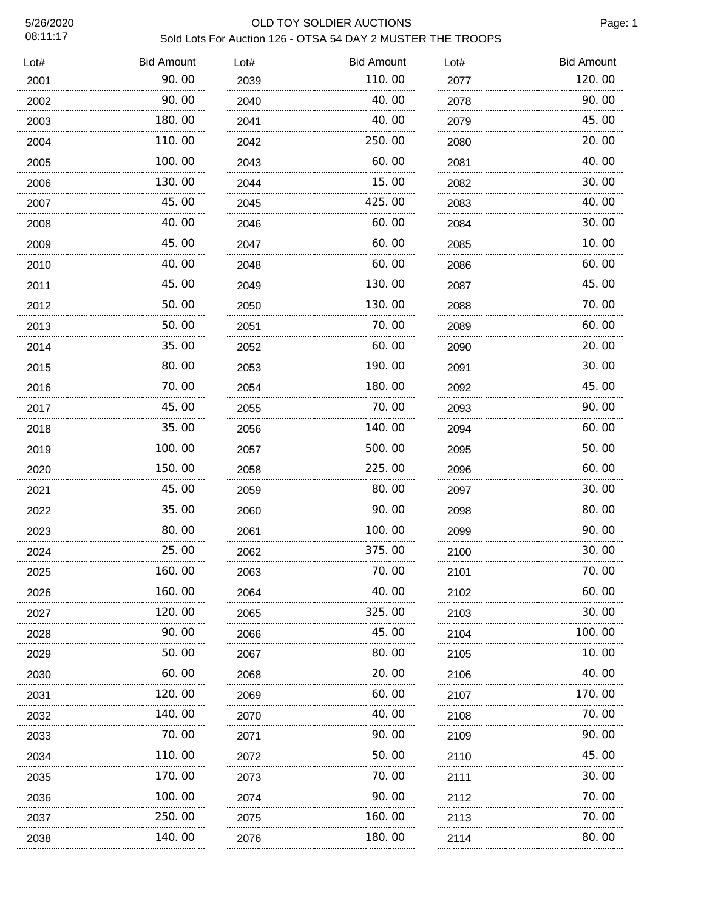# OLD TOY SOLDIER AUCTIONS

## Sold Lots For Auction 126 - OTSA 54 DAY 2 MUSTER THE TROOPS

5/26/2020
08:11:17

| Lot# | Bid Amount | Lot# | Bid Amount | Lot# | Bid Amount |
|---|---|---|---|---|---|
| 2001 | 90.00 | 2039 | 110.00 | 2077 | 120.00 |
| 2002 | 90.00 | 2040 | 40.00 | 2078 | 90.00 |
| 2003 | 180.00 | 2041 | 40.00 | 2079 | 45.00 |
| 2004 | 110.00 | 2042 | 250.00 | 2080 | 20.00 |
| 2005 | 100.00 | 2043 | 60.00 | 2081 | 40.00 |
| 2006 | 130.00 | 2044 | 15.00 | 2082 | 30.00 |
| 2007 | 45.00 | 2045 | 425.00 | 2083 | 40.00 |
| 2008 | 40.00 | 2046 | 60.00 | 2084 | 30.00 |
| 2009 | 45.00 | 2047 | 60.00 | 2085 | 10.00 |
| 2010 | 40.00 | 2048 | 60.00 | 2086 | 60.00 |
| 2011 | 45.00 | 2049 | 130.00 | 2087 | 45.00 |
| 2012 | 50.00 | 2050 | 130.00 | 2088 | 70.00 |
| 2013 | 50.00 | 2051 | 70.00 | 2089 | 60.00 |
| 2014 | 35.00 | 2052 | 60.00 | 2090 | 20.00 |
| 2015 | 80.00 | 2053 | 190.00 | 2091 | 30.00 |
| 2016 | 70.00 | 2054 | 180.00 | 2092 | 45.00 |
| 2017 | 45.00 | 2055 | 70.00 | 2093 | 90.00 |
| 2018 | 35.00 | 2056 | 140.00 | 2094 | 60.00 |
| 2019 | 100.00 | 2057 | 500.00 | 2095 | 50.00 |
| 2020 | 150.00 | 2058 | 225.00 | 2096 | 60.00 |
| 2021 | 45.00 | 2059 | 80.00 | 2097 | 30.00 |
| 2022 | 35.00 | 2060 | 90.00 | 2098 | 80.00 |
| 2023 | 80.00 | 2061 | 100.00 | 2099 | 90.00 |
| 2024 | 25.00 | 2062 | 375.00 | 2100 | 30.00 |
| 2025 | 160.00 | 2063 | 70.00 | 2101 | 70.00 |
| 2026 | 160.00 | 2064 | 40.00 | 2102 | 60.00 |
| 2027 | 120.00 | 2065 | 325.00 | 2103 | 30.00 |
| 2028 | 90.00 | 2066 | 45.00 | 2104 | 100.00 |
| 2029 | 50.00 | 2067 | 80.00 | 2105 | 10.00 |
| 2030 | 60.00 | 2068 | 20.00 | 2106 | 40.00 |
| 2031 | 120.00 | 2069 | 60.00 | 2107 | 170.00 |
| 2032 | 140.00 | 2070 | 40.00 | 2108 | 70.00 |
| 2033 | 70.00 | 2071 | 90.00 | 2109 | 90.00 |
| 2034 | 110.00 | 2072 | 50.00 | 2110 | 45.00 |
| 2035 | 170.00 | 2073 | 70.00 | 2111 | 30.00 |
| 2036 | 100.00 | 2074 | 90.00 | 2112 | 70.00 |
| 2037 | 250.00 | 2075 | 160.00 | 2113 | 70.00 |
| 2038 | 140.00 | 2076 | 180.00 | 2114 | 80.00 |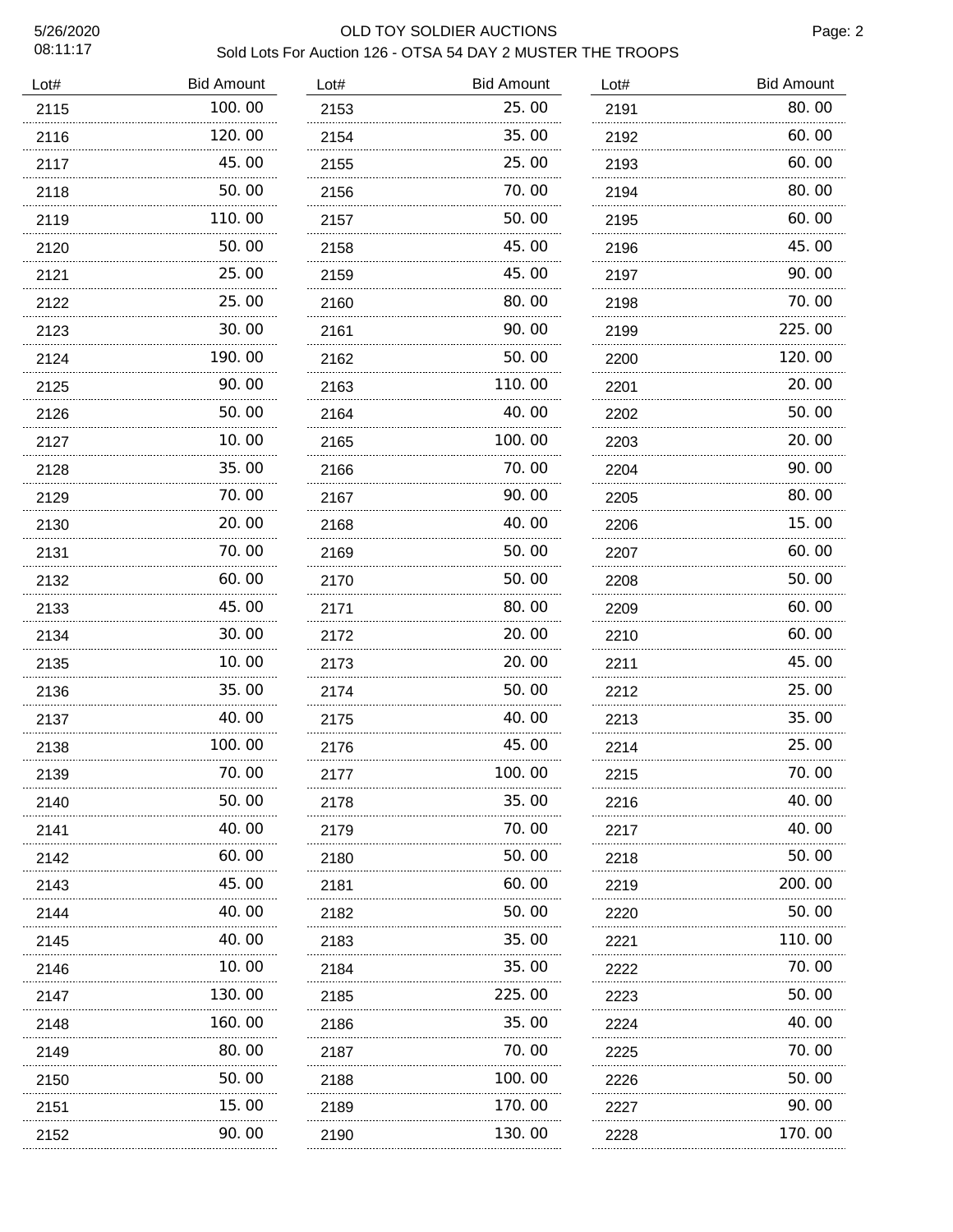# OLD TOY SOLDIER AUCTIONS

Sold Lots For Auction 126 - OTSA 54 DAY 2 MUSTER THE TROOPS

| Lot# | Bid Amount | Lot# | Bid Amount | Lot# | Bid Amount |
|---|---|---|---|---|---|
| 2115 | 100.00 | 2153 | 25.00 | 2191 | 80.00 |
| 2116 | 120.00 | 2154 | 35.00 | 2192 | 60.00 |
| 2117 | 45.00 | 2155 | 25.00 | 2193 | 60.00 |
| 2118 | 50.00 | 2156 | 70.00 | 2194 | 80.00 |
| 2119 | 110.00 | 2157 | 50.00 | 2195 | 60.00 |
| 2120 | 50.00 | 2158 | 45.00 | 2196 | 45.00 |
| 2121 | 25.00 | 2159 | 45.00 | 2197 | 90.00 |
| 2122 | 25.00 | 2160 | 80.00 | 2198 | 70.00 |
| 2123 | 30.00 | 2161 | 90.00 | 2199 | 225.00 |
| 2124 | 190.00 | 2162 | 50.00 | 2200 | 120.00 |
| 2125 | 90.00 | 2163 | 110.00 | 2201 | 20.00 |
| 2126 | 50.00 | 2164 | 40.00 | 2202 | 50.00 |
| 2127 | 10.00 | 2165 | 100.00 | 2203 | 20.00 |
| 2128 | 35.00 | 2166 | 70.00 | 2204 | 90.00 |
| 2129 | 70.00 | 2167 | 90.00 | 2205 | 80.00 |
| 2130 | 20.00 | 2168 | 40.00 | 2206 | 15.00 |
| 2131 | 70.00 | 2169 | 50.00 | 2207 | 60.00 |
| 2132 | 60.00 | 2170 | 50.00 | 2208 | 50.00 |
| 2133 | 45.00 | 2171 | 80.00 | 2209 | 60.00 |
| 2134 | 30.00 | 2172 | 20.00 | 2210 | 60.00 |
| 2135 | 10.00 | 2173 | 20.00 | 2211 | 45.00 |
| 2136 | 35.00 | 2174 | 50.00 | 2212 | 25.00 |
| 2137 | 40.00 | 2175 | 40.00 | 2213 | 35.00 |
| 2138 | 100.00 | 2176 | 45.00 | 2214 | 25.00 |
| 2139 | 70.00 | 2177 | 100.00 | 2215 | 70.00 |
| 2140 | 50.00 | 2178 | 35.00 | 2216 | 40.00 |
| 2141 | 40.00 | 2179 | 70.00 | 2217 | 40.00 |
| 2142 | 60.00 | 2180 | 50.00 | 2218 | 50.00 |
| 2143 | 45.00 | 2181 | 60.00 | 2219 | 200.00 |
| 2144 | 40.00 | 2182 | 50.00 | 2220 | 50.00 |
| 2145 | 40.00 | 2183 | 35.00 | 2221 | 110.00 |
| 2146 | 10.00 | 2184 | 35.00 | 2222 | 70.00 |
| 2147 | 130.00 | 2185 | 225.00 | 2223 | 50.00 |
| 2148 | 160.00 | 2186 | 35.00 | 2224 | 40.00 |
| 2149 | 80.00 | 2187 | 70.00 | 2225 | 70.00 |
| 2150 | 50.00 | 2188 | 100.00 | 2226 | 50.00 |
| 2151 | 15.00 | 2189 | 170.00 | 2227 | 90.00 |
| 2152 | 90.00 | 2190 | 130.00 | 2228 | 170.00 |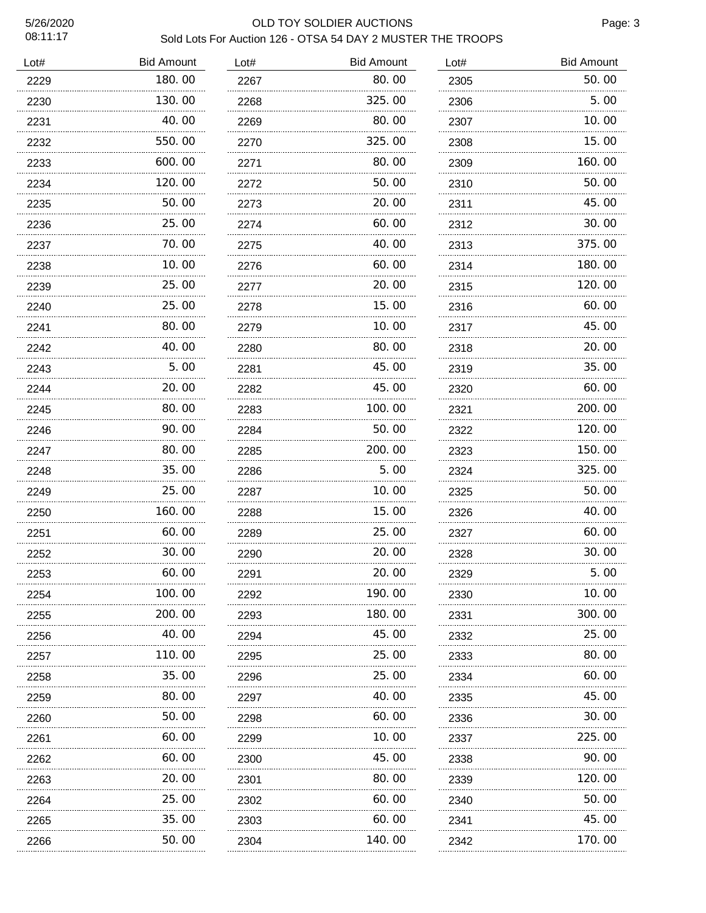# OLD TOY SOLDIER AUCTIONS

## Sold Lots For Auction 126 - OTSA 54 DAY 2 MUSTER THE TROOPS

5/26/2020
08:11:17

| Lot# | Bid Amount | Lot# | Bid Amount | Lot# | Bid Amount |
|---|---|---|---|---|---|
| 2229 | 180.00 | 2267 | 80.00 | 2305 | 50.00 |
| 2230 | 130.00 | 2268 | 325.00 | 2306 | 5.00 |
| 2231 | 40.00 | 2269 | 80.00 | 2307 | 10.00 |
| 2232 | 550.00 | 2270 | 325.00 | 2308 | 15.00 |
| 2233 | 600.00 | 2271 | 80.00 | 2309 | 160.00 |
| 2234 | 120.00 | 2272 | 50.00 | 2310 | 50.00 |
| 2235 | 50.00 | 2273 | 20.00 | 2311 | 45.00 |
| 2236 | 25.00 | 2274 | 60.00 | 2312 | 30.00 |
| 2237 | 70.00 | 2275 | 40.00 | 2313 | 375.00 |
| 2238 | 10.00 | 2276 | 60.00 | 2314 | 180.00 |
| 2239 | 25.00 | 2277 | 20.00 | 2315 | 120.00 |
| 2240 | 25.00 | 2278 | 15.00 | 2316 | 60.00 |
| 2241 | 80.00 | 2279 | 10.00 | 2317 | 45.00 |
| 2242 | 40.00 | 2280 | 80.00 | 2318 | 20.00 |
| 2243 | 5.00 | 2281 | 45.00 | 2319 | 35.00 |
| 2244 | 20.00 | 2282 | 45.00 | 2320 | 60.00 |
| 2245 | 80.00 | 2283 | 100.00 | 2321 | 200.00 |
| 2246 | 90.00 | 2284 | 50.00 | 2322 | 120.00 |
| 2247 | 80.00 | 2285 | 200.00 | 2323 | 150.00 |
| 2248 | 35.00 | 2286 | 5.00 | 2324 | 325.00 |
| 2249 | 25.00 | 2287 | 10.00 | 2325 | 50.00 |
| 2250 | 160.00 | 2288 | 15.00 | 2326 | 40.00 |
| 2251 | 60.00 | 2289 | 25.00 | 2327 | 60.00 |
| 2252 | 30.00 | 2290 | 20.00 | 2328 | 30.00 |
| 2253 | 60.00 | 2291 | 20.00 | 2329 | 5.00 |
| 2254 | 100.00 | 2292 | 190.00 | 2330 | 10.00 |
| 2255 | 200.00 | 2293 | 180.00 | 2331 | 300.00 |
| 2256 | 40.00 | 2294 | 45.00 | 2332 | 25.00 |
| 2257 | 110.00 | 2295 | 25.00 | 2333 | 80.00 |
| 2258 | 35.00 | 2296 | 25.00 | 2334 | 60.00 |
| 2259 | 80.00 | 2297 | 40.00 | 2335 | 45.00 |
| 2260 | 50.00 | 2298 | 60.00 | 2336 | 30.00 |
| 2261 | 60.00 | 2299 | 10.00 | 2337 | 225.00 |
| 2262 | 60.00 | 2300 | 45.00 | 2338 | 90.00 |
| 2263 | 20.00 | 2301 | 80.00 | 2339 | 120.00 |
| 2264 | 25.00 | 2302 | 60.00 | 2340 | 50.00 |
| 2265 | 35.00 | 2303 | 60.00 | 2341 | 45.00 |
| 2266 | 50.00 | 2304 | 140.00 | 2342 | 170.00 |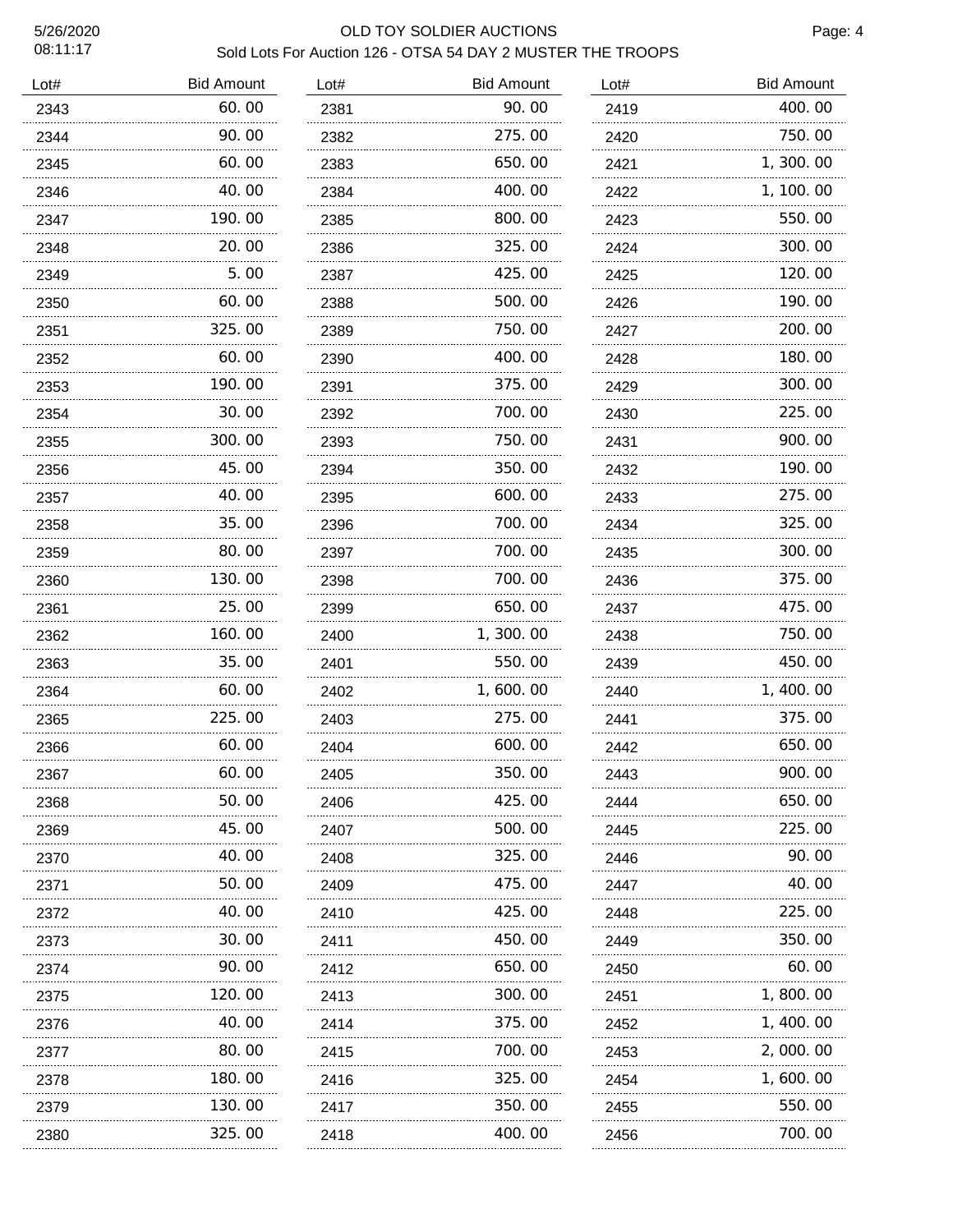# OLD TOY SOLDIER AUCTIONS

## Sold Lots For Auction 126 - OTSA 54 DAY 2 MUSTER THE TROOPS

| Lot# | Bid Amount |
|---|---|
| 2343 | 60.00 |
| 2344 | 90.00 |
| 2345 | 60.00 |
| 2346 | 40.00 |
| 2347 | 190.00 |
| 2348 | 20.00 |
| 2349 | 5.00 |
| 2350 | 60.00 |
| 2351 | 325.00 |
| 2352 | 60.00 |
| 2353 | 190.00 |
| 2354 | 30.00 |
| 2355 | 300.00 |
| 2356 | 45.00 |
| 2357 | 40.00 |
| 2358 | 35.00 |
| 2359 | 80.00 |
| 2360 | 130.00 |
| 2361 | 25.00 |
| 2362 | 160.00 |
| 2363 | 35.00 |
| 2364 | 60.00 |
| 2365 | 225.00 |
| 2366 | 60.00 |
| 2367 | 60.00 |
| 2368 | 50.00 |
| 2369 | 45.00 |
| 2370 | 40.00 |
| 2371 | 50.00 |
| 2372 | 40.00 |
| 2373 | 30.00 |
| 2374 | 90.00 |
| 2375 | 120.00 |
| 2376 | 40.00 |
| 2377 | 80.00 |
| 2378 | 180.00 |
| 2379 | 130.00 |
| 2380 | 325.00 |
| 2381 | 90.00 |
| 2382 | 275.00 |
| 2383 | 650.00 |
| 2384 | 400.00 |
| 2385 | 800.00 |
| 2386 | 325.00 |
| 2387 | 425.00 |
| 2388 | 500.00 |
| 2389 | 750.00 |
| 2390 | 400.00 |
| 2391 | 375.00 |
| 2392 | 700.00 |
| 2393 | 750.00 |
| 2394 | 350.00 |
| 2395 | 600.00 |
| 2396 | 700.00 |
| 2397 | 700.00 |
| 2398 | 700.00 |
| 2399 | 650.00 |
| 2400 | 1,300.00 |
| 2401 | 550.00 |
| 2402 | 1,600.00 |
| 2403 | 275.00 |
| 2404 | 600.00 |
| 2405 | 350.00 |
| 2406 | 425.00 |
| 2407 | 500.00 |
| 2408 | 325.00 |
| 2409 | 475.00 |
| 2410 | 425.00 |
| 2411 | 450.00 |
| 2412 | 650.00 |
| 2413 | 300.00 |
| 2414 | 375.00 |
| 2415 | 700.00 |
| 2416 | 325.00 |
| 2417 | 350.00 |
| 2418 | 400.00 |
| 2419 | 400.00 |
| 2420 | 750.00 |
| 2421 | 1,300.00 |
| 2422 | 1,100.00 |
| 2423 | 550.00 |
| 2424 | 300.00 |
| 2425 | 120.00 |
| 2426 | 190.00 |
| 2427 | 200.00 |
| 2428 | 180.00 |
| 2429 | 300.00 |
| 2430 | 225.00 |
| 2431 | 900.00 |
| 2432 | 190.00 |
| 2433 | 275.00 |
| 2434 | 325.00 |
| 2435 | 300.00 |
| 2436 | 375.00 |
| 2437 | 475.00 |
| 2438 | 750.00 |
| 2439 | 450.00 |
| 2440 | 1,400.00 |
| 2441 | 375.00 |
| 2442 | 650.00 |
| 2443 | 900.00 |
| 2444 | 650.00 |
| 2445 | 225.00 |
| 2446 | 90.00 |
| 2447 | 40.00 |
| 2448 | 225.00 |
| 2449 | 350.00 |
| 2450 | 60.00 |
| 2451 | 1,800.00 |
| 2452 | 1,400.00 |
| 2453 | 2,000.00 |
| 2454 | 1,600.00 |
| 2455 | 550.00 |
| 2456 | 700.00 |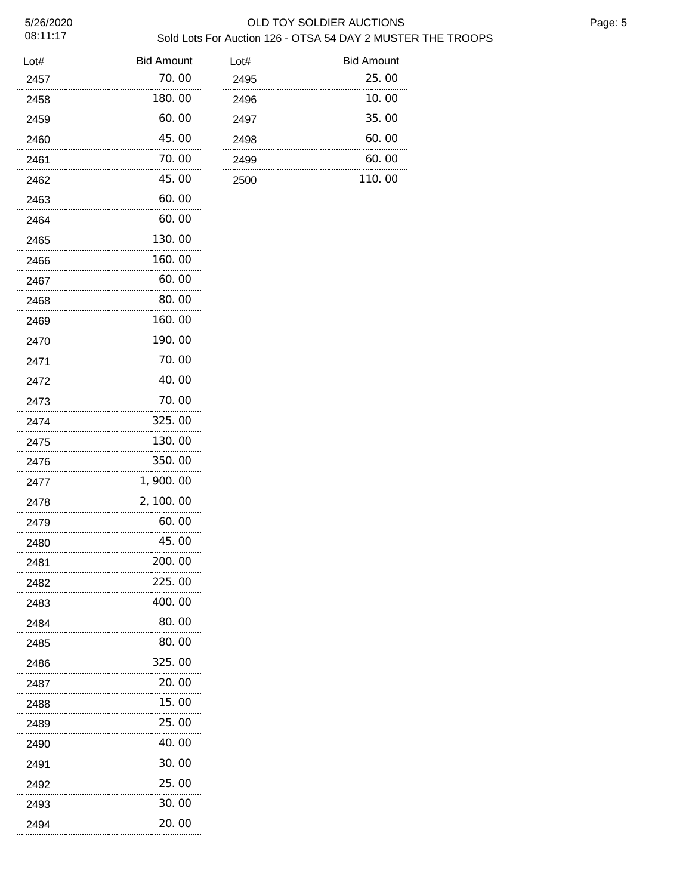# OLD TOY SOLDIER AUCTIONS

## Sold Lots For Auction 126 - OTSA 54 DAY 2 MUSTER THE TROOPS

5/26/2020
08:11:17

| Lot# | Bid Amount |
|---|---|
| 2457 | 70.00 |
| 2458 | 180.00 |
| 2459 | 60.00 |
| 2460 | 45.00 |
| 2461 | 70.00 |
| 2462 | 45.00 |
| 2463 | 60.00 |
| 2464 | 60.00 |
| 2465 | 130.00 |
| 2466 | 160.00 |
| 2467 | 60.00 |
| 2468 | 80.00 |
| 2469 | 160.00 |
| 2470 | 190.00 |
| 2471 | 70.00 |
| 2472 | 40.00 |
| 2473 | 70.00 |
| 2474 | 325.00 |
| 2475 | 130.00 |
| 2476 | 350.00 |
| 2477 | 1,900.00 |
| 2478 | 2,100.00 |
| 2479 | 60.00 |
| 2480 | 45.00 |
| 2481 | 200.00 |
| 2482 | 225.00 |
| 2483 | 400.00 |
| 2484 | 80.00 |
| 2485 | 80.00 |
| 2486 | 325.00 |
| 2487 | 20.00 |
| 2488 | 15.00 |
| 2489 | 25.00 |
| 2490 | 40.00 |
| 2491 | 30.00 |
| 2492 | 25.00 |
| 2493 | 30.00 |
| 2494 | 20.00 |
| 2495 | 25.00 |
| 2496 | 10.00 |
| 2497 | 35.00 |
| 2498 | 60.00 |
| 2499 | 60.00 |
| 2500 | 110.00 |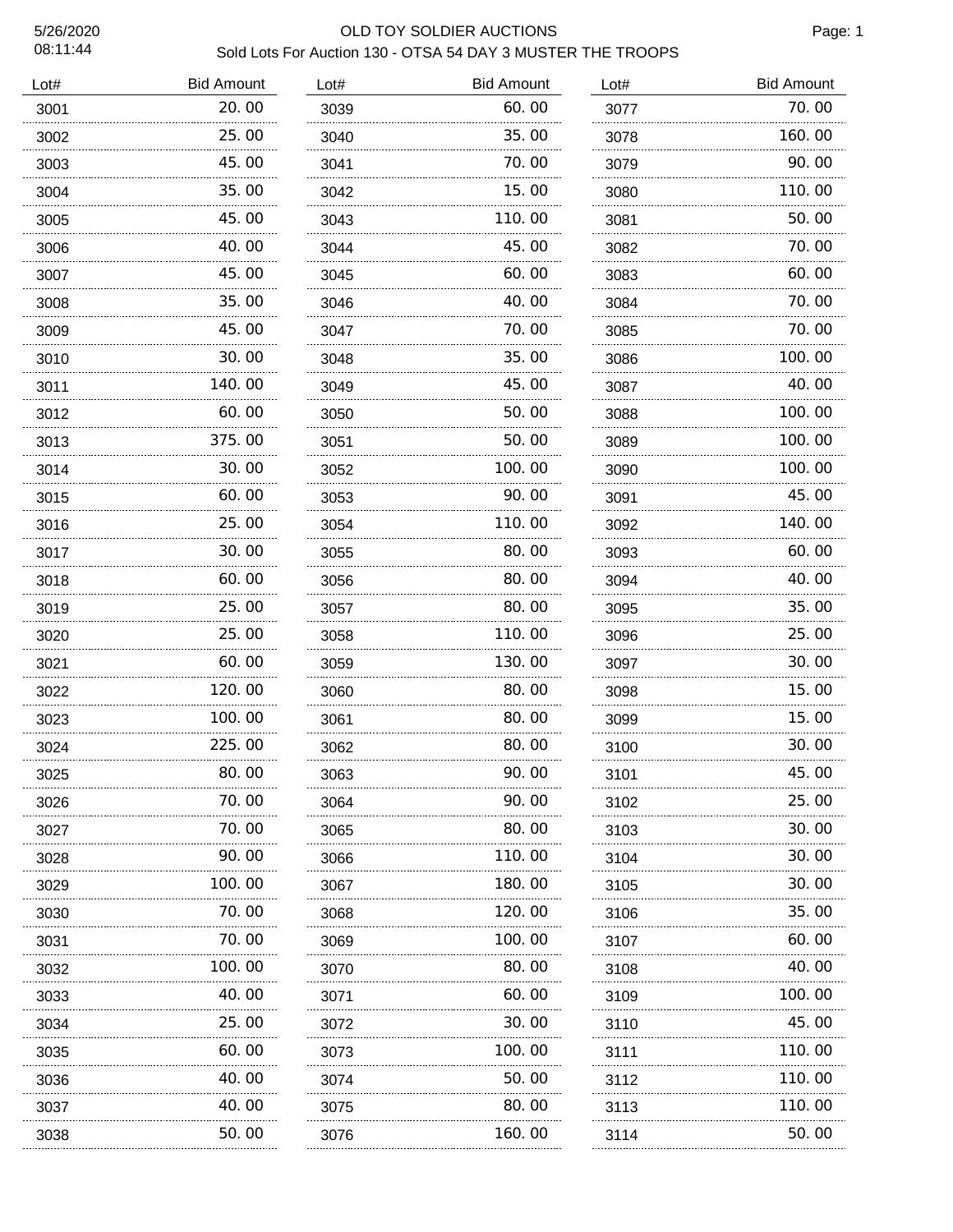OLD TOY SOLDIER AUCTIONS

Sold Lots For Auction 130 - OTSA 54 DAY 3 MUSTER THE TROOPS

5/26/2020 08:11:44

| Lot# | Bid Amount |
|---|---|
| 3001 | 20.00 |
| 3002 | 25.00 |
| 3003 | 45.00 |
| 3004 | 35.00 |
| 3005 | 45.00 |
| 3006 | 40.00 |
| 3007 | 45.00 |
| 3008 | 35.00 |
| 3009 | 45.00 |
| 3010 | 30.00 |
| 3011 | 140.00 |
| 3012 | 60.00 |
| 3013 | 375.00 |
| 3014 | 30.00 |
| 3015 | 60.00 |
| 3016 | 25.00 |
| 3017 | 30.00 |
| 3018 | 60.00 |
| 3019 | 25.00 |
| 3020 | 25.00 |
| 3021 | 60.00 |
| 3022 | 120.00 |
| 3023 | 100.00 |
| 3024 | 225.00 |
| 3025 | 80.00 |
| 3026 | 70.00 |
| 3027 | 70.00 |
| 3028 | 90.00 |
| 3029 | 100.00 |
| 3030 | 70.00 |
| 3031 | 70.00 |
| 3032 | 100.00 |
| 3033 | 40.00 |
| 3034 | 25.00 |
| 3035 | 60.00 |
| 3036 | 40.00 |
| 3037 | 40.00 |
| 3038 | 50.00 |
| 3039 | 60.00 |
| 3040 | 35.00 |
| 3041 | 70.00 |
| 3042 | 15.00 |
| 3043 | 110.00 |
| 3044 | 45.00 |
| 3045 | 60.00 |
| 3046 | 40.00 |
| 3047 | 70.00 |
| 3048 | 35.00 |
| 3049 | 45.00 |
| 3050 | 50.00 |
| 3051 | 50.00 |
| 3052 | 100.00 |
| 3053 | 90.00 |
| 3054 | 110.00 |
| 3055 | 80.00 |
| 3056 | 80.00 |
| 3057 | 80.00 |
| 3058 | 110.00 |
| 3059 | 130.00 |
| 3060 | 80.00 |
| 3061 | 80.00 |
| 3062 | 80.00 |
| 3063 | 90.00 |
| 3064 | 90.00 |
| 3065 | 80.00 |
| 3066 | 110.00 |
| 3067 | 180.00 |
| 3068 | 120.00 |
| 3069 | 100.00 |
| 3070 | 80.00 |
| 3071 | 60.00 |
| 3072 | 30.00 |
| 3073 | 100.00 |
| 3074 | 50.00 |
| 3075 | 80.00 |
| 3076 | 160.00 |
| 3077 | 70.00 |
| 3078 | 160.00 |
| 3079 | 90.00 |
| 3080 | 110.00 |
| 3081 | 50.00 |
| 3082 | 70.00 |
| 3083 | 60.00 |
| 3084 | 70.00 |
| 3085 | 70.00 |
| 3086 | 100.00 |
| 3087 | 40.00 |
| 3088 | 100.00 |
| 3089 | 100.00 |
| 3090 | 100.00 |
| 3091 | 45.00 |
| 3092 | 140.00 |
| 3093 | 60.00 |
| 3094 | 40.00 |
| 3095 | 35.00 |
| 3096 | 25.00 |
| 3097 | 30.00 |
| 3098 | 15.00 |
| 3099 | 15.00 |
| 3100 | 30.00 |
| 3101 | 45.00 |
| 3102 | 25.00 |
| 3103 | 30.00 |
| 3104 | 30.00 |
| 3105 | 30.00 |
| 3106 | 35.00 |
| 3107 | 60.00 |
| 3108 | 40.00 |
| 3109 | 100.00 |
| 3110 | 45.00 |
| 3111 | 110.00 |
| 3112 | 110.00 |
| 3113 | 110.00 |
| 3114 | 50.00 |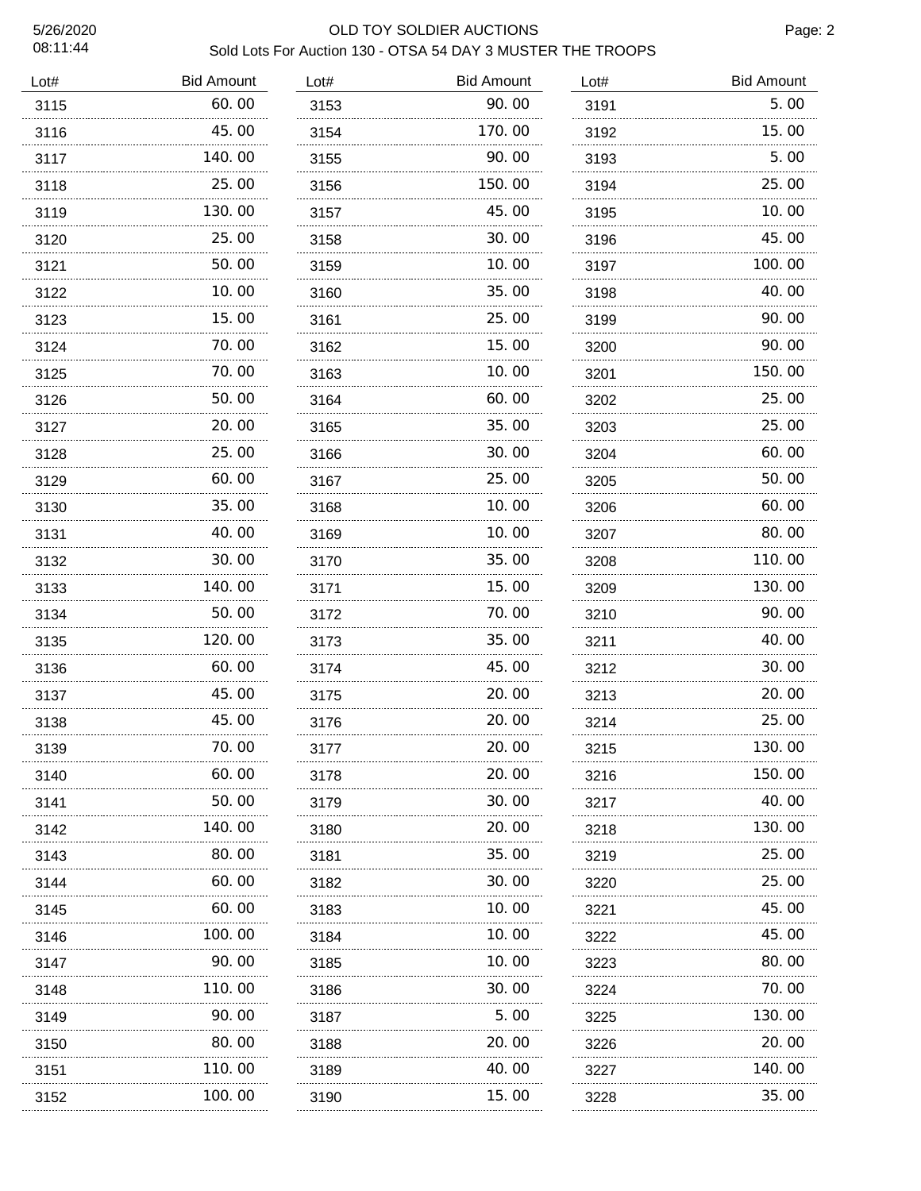# OLD TOY SOLDIER AUCTIONS

Sold Lots For Auction 130 - OTSA 54 DAY 3 MUSTER THE TROOPS

| Lot# | Bid Amount |
|---|---|
| 3115 | 60.00 |
| 3116 | 45.00 |
| 3117 | 140.00 |
| 3118 | 25.00 |
| 3119 | 130.00 |
| 3120 | 25.00 |
| 3121 | 50.00 |
| 3122 | 10.00 |
| 3123 | 15.00 |
| 3124 | 70.00 |
| 3125 | 70.00 |
| 3126 | 50.00 |
| 3127 | 20.00 |
| 3128 | 25.00 |
| 3129 | 60.00 |
| 3130 | 35.00 |
| 3131 | 40.00 |
| 3132 | 30.00 |
| 3133 | 140.00 |
| 3134 | 50.00 |
| 3135 | 120.00 |
| 3136 | 60.00 |
| 3137 | 45.00 |
| 3138 | 45.00 |
| 3139 | 70.00 |
| 3140 | 60.00 |
| 3141 | 50.00 |
| 3142 | 140.00 |
| 3143 | 80.00 |
| 3144 | 60.00 |
| 3145 | 60.00 |
| 3146 | 100.00 |
| 3147 | 90.00 |
| 3148 | 110.00 |
| 3149 | 90.00 |
| 3150 | 80.00 |
| 3151 | 110.00 |
| 3152 | 100.00 |
| 3153 | 90.00 |
| 3154 | 170.00 |
| 3155 | 90.00 |
| 3156 | 150.00 |
| 3157 | 45.00 |
| 3158 | 30.00 |
| 3159 | 10.00 |
| 3160 | 35.00 |
| 3161 | 25.00 |
| 3162 | 15.00 |
| 3163 | 10.00 |
| 3164 | 60.00 |
| 3165 | 35.00 |
| 3166 | 30.00 |
| 3167 | 25.00 |
| 3168 | 10.00 |
| 3169 | 10.00 |
| 3170 | 35.00 |
| 3171 | 15.00 |
| 3172 | 70.00 |
| 3173 | 35.00 |
| 3174 | 45.00 |
| 3175 | 20.00 |
| 3176 | 20.00 |
| 3177 | 20.00 |
| 3178 | 20.00 |
| 3179 | 30.00 |
| 3180 | 20.00 |
| 3181 | 35.00 |
| 3182 | 30.00 |
| 3183 | 10.00 |
| 3184 | 10.00 |
| 3185 | 10.00 |
| 3186 | 30.00 |
| 3187 | 5.00 |
| 3188 | 20.00 |
| 3189 | 40.00 |
| 3190 | 15.00 |
| 3191 | 5.00 |
| 3192 | 15.00 |
| 3193 | 5.00 |
| 3194 | 25.00 |
| 3195 | 10.00 |
| 3196 | 45.00 |
| 3197 | 100.00 |
| 3198 | 40.00 |
| 3199 | 90.00 |
| 3200 | 90.00 |
| 3201 | 150.00 |
| 3202 | 25.00 |
| 3203 | 25.00 |
| 3204 | 60.00 |
| 3205 | 50.00 |
| 3206 | 60.00 |
| 3207 | 80.00 |
| 3208 | 110.00 |
| 3209 | 130.00 |
| 3210 | 90.00 |
| 3211 | 40.00 |
| 3212 | 30.00 |
| 3213 | 20.00 |
| 3214 | 25.00 |
| 3215 | 130.00 |
| 3216 | 150.00 |
| 3217 | 40.00 |
| 3218 | 130.00 |
| 3219 | 25.00 |
| 3220 | 25.00 |
| 3221 | 45.00 |
| 3222 | 45.00 |
| 3223 | 80.00 |
| 3224 | 70.00 |
| 3225 | 130.00 |
| 3226 | 20.00 |
| 3227 | 140.00 |
| 3228 | 35.00 |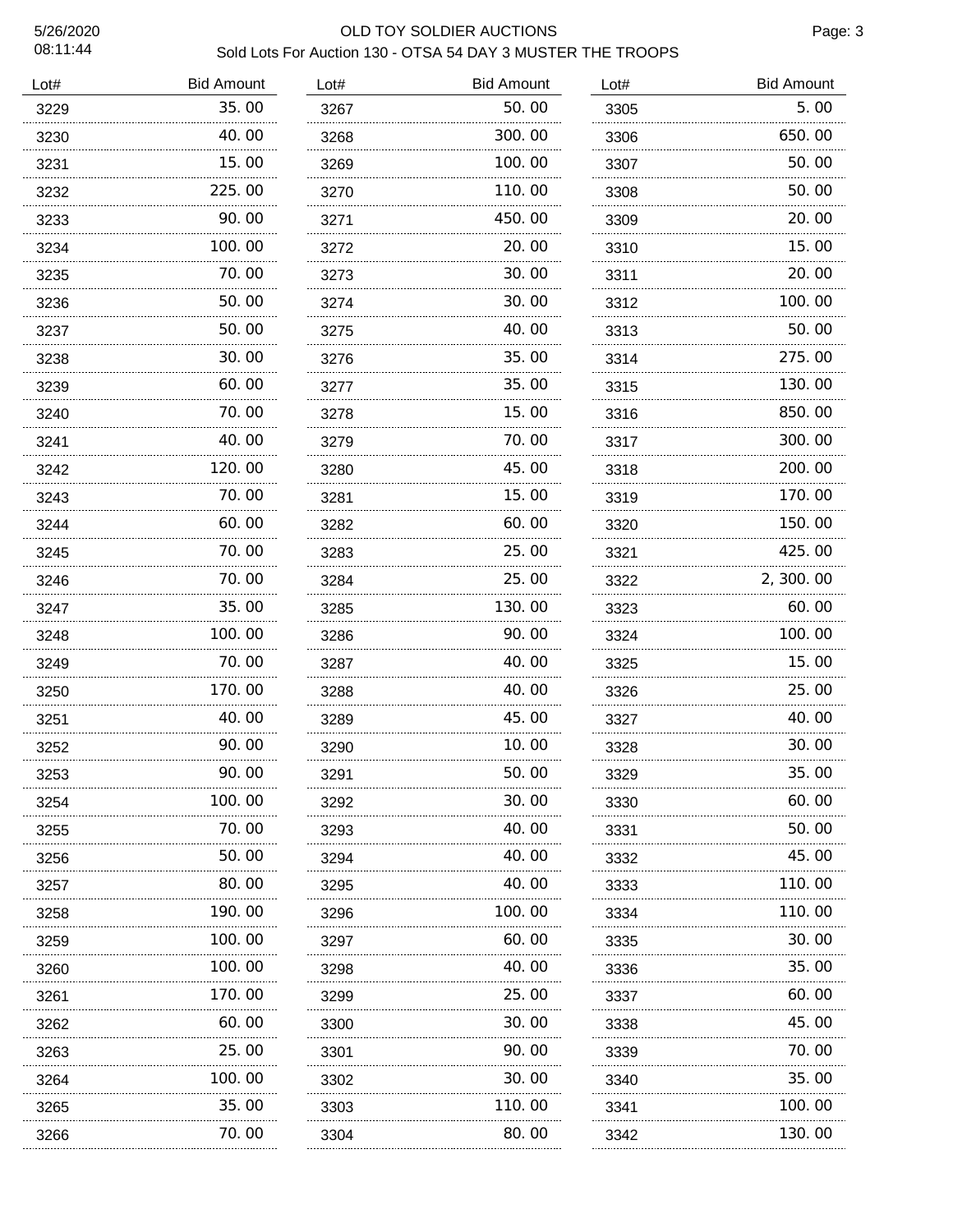# OLD TOY SOLDIER AUCTIONS

## Sold Lots For Auction 130 - OTSA 54 DAY 3 MUSTER THE TROOPS

5/26/2020
08:11:44

| Lot# | Bid Amount | Lot# | Bid Amount | Lot# | Bid Amount |
|---|---|---|---|---|---|
| 3229 | 35.00 | 3267 | 50.00 | 3305 | 5.00 |
| 3230 | 40.00 | 3268 | 300.00 | 3306 | 650.00 |
| 3231 | 15.00 | 3269 | 100.00 | 3307 | 50.00 |
| 3232 | 225.00 | 3270 | 110.00 | 3308 | 50.00 |
| 3233 | 90.00 | 3271 | 450.00 | 3309 | 20.00 |
| 3234 | 100.00 | 3272 | 20.00 | 3310 | 15.00 |
| 3235 | 70.00 | 3273 | 30.00 | 3311 | 20.00 |
| 3236 | 50.00 | 3274 | 30.00 | 3312 | 100.00 |
| 3237 | 50.00 | 3275 | 40.00 | 3313 | 50.00 |
| 3238 | 30.00 | 3276 | 35.00 | 3314 | 275.00 |
| 3239 | 60.00 | 3277 | 35.00 | 3315 | 130.00 |
| 3240 | 70.00 | 3278 | 15.00 | 3316 | 850.00 |
| 3241 | 40.00 | 3279 | 70.00 | 3317 | 300.00 |
| 3242 | 120.00 | 3280 | 45.00 | 3318 | 200.00 |
| 3243 | 70.00 | 3281 | 15.00 | 3319 | 170.00 |
| 3244 | 60.00 | 3282 | 60.00 | 3320 | 150.00 |
| 3245 | 70.00 | 3283 | 25.00 | 3321 | 425.00 |
| 3246 | 70.00 | 3284 | 25.00 | 3322 | 2,300.00 |
| 3247 | 35.00 | 3285 | 130.00 | 3323 | 60.00 |
| 3248 | 100.00 | 3286 | 90.00 | 3324 | 100.00 |
| 3249 | 70.00 | 3287 | 40.00 | 3325 | 15.00 |
| 3250 | 170.00 | 3288 | 40.00 | 3326 | 25.00 |
| 3251 | 40.00 | 3289 | 45.00 | 3327 | 40.00 |
| 3252 | 90.00 | 3290 | 10.00 | 3328 | 30.00 |
| 3253 | 90.00 | 3291 | 50.00 | 3329 | 35.00 |
| 3254 | 100.00 | 3292 | 30.00 | 3330 | 60.00 |
| 3255 | 70.00 | 3293 | 40.00 | 3331 | 50.00 |
| 3256 | 50.00 | 3294 | 40.00 | 3332 | 45.00 |
| 3257 | 80.00 | 3295 | 40.00 | 3333 | 110.00 |
| 3258 | 190.00 | 3296 | 100.00 | 3334 | 110.00 |
| 3259 | 100.00 | 3297 | 60.00 | 3335 | 30.00 |
| 3260 | 100.00 | 3298 | 40.00 | 3336 | 35.00 |
| 3261 | 170.00 | 3299 | 25.00 | 3337 | 60.00 |
| 3262 | 60.00 | 3300 | 30.00 | 3338 | 45.00 |
| 3263 | 25.00 | 3301 | 90.00 | 3339 | 70.00 |
| 3264 | 100.00 | 3302 | 30.00 | 3340 | 35.00 |
| 3265 | 35.00 | 3303 | 110.00 | 3341 | 100.00 |
| 3266 | 70.00 | 3304 | 80.00 | 3342 | 130.00 |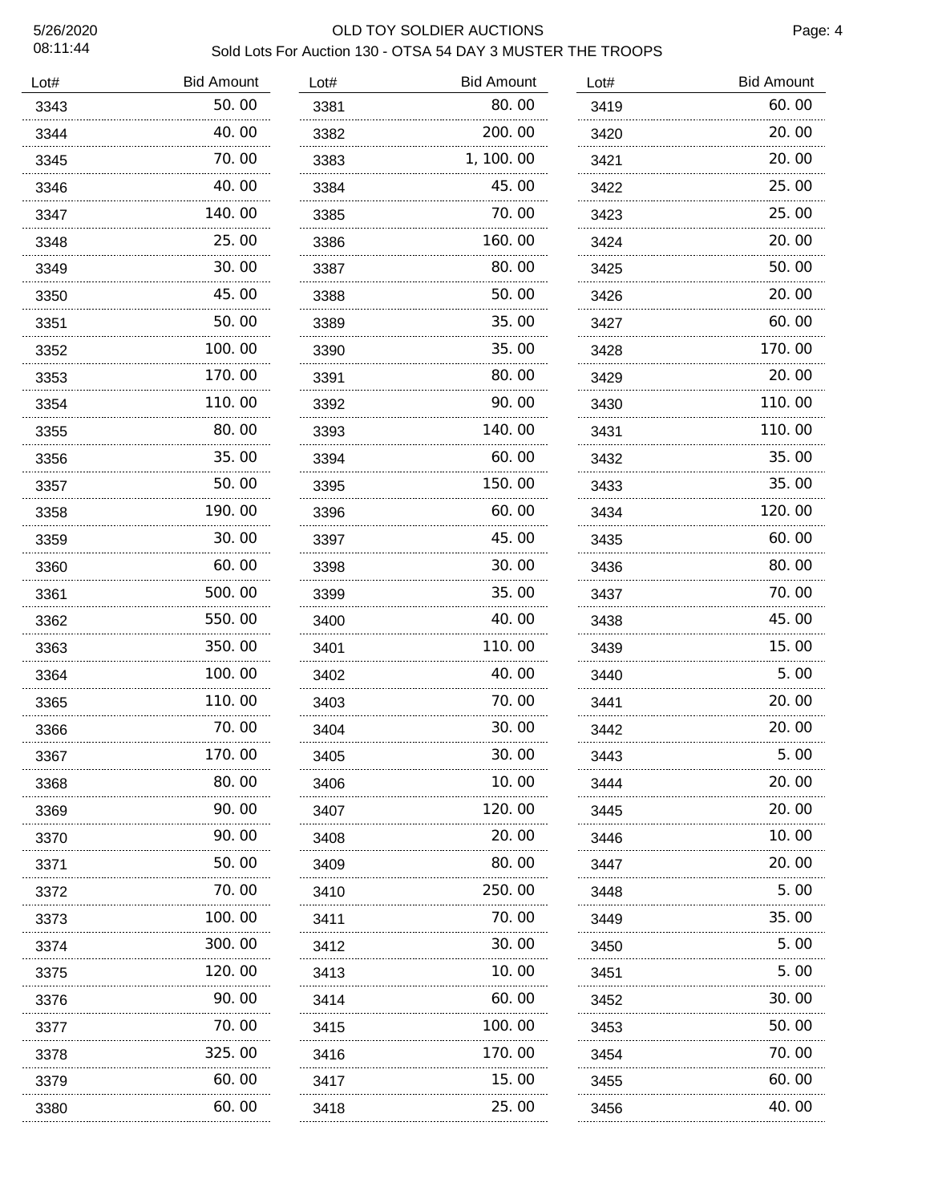# OLD TOY SOLDIER AUCTIONS

## Sold Lots For Auction 130 - OTSA 54 DAY 3 MUSTER THE TROOPS

| Lot# | Bid Amount |
|---|---|
| 3343 | 50.00 |
| 3344 | 40.00 |
| 3345 | 70.00 |
| 3346 | 40.00 |
| 3347 | 140.00 |
| 3348 | 25.00 |
| 3349 | 30.00 |
| 3350 | 45.00 |
| 3351 | 50.00 |
| 3352 | 100.00 |
| 3353 | 170.00 |
| 3354 | 110.00 |
| 3355 | 80.00 |
| 3356 | 35.00 |
| 3357 | 50.00 |
| 3358 | 190.00 |
| 3359 | 30.00 |
| 3360 | 60.00 |
| 3361 | 500.00 |
| 3362 | 550.00 |
| 3363 | 350.00 |
| 3364 | 100.00 |
| 3365 | 110.00 |
| 3366 | 70.00 |
| 3367 | 170.00 |
| 3368 | 80.00 |
| 3369 | 90.00 |
| 3370 | 90.00 |
| 3371 | 50.00 |
| 3372 | 70.00 |
| 3373 | 100.00 |
| 3374 | 300.00 |
| 3375 | 120.00 |
| 3376 | 90.00 |
| 3377 | 70.00 |
| 3378 | 325.00 |
| 3379 | 60.00 |
| 3380 | 60.00 |
| 3381 | 80.00 |
| 3382 | 200.00 |
| 3383 | 1,100.00 |
| 3384 | 45.00 |
| 3385 | 70.00 |
| 3386 | 160.00 |
| 3387 | 80.00 |
| 3388 | 50.00 |
| 3389 | 35.00 |
| 3390 | 35.00 |
| 3391 | 80.00 |
| 3392 | 90.00 |
| 3393 | 140.00 |
| 3394 | 60.00 |
| 3395 | 150.00 |
| 3396 | 60.00 |
| 3397 | 45.00 |
| 3398 | 30.00 |
| 3399 | 35.00 |
| 3400 | 40.00 |
| 3401 | 110.00 |
| 3402 | 40.00 |
| 3403 | 70.00 |
| 3404 | 30.00 |
| 3405 | 30.00 |
| 3406 | 10.00 |
| 3407 | 120.00 |
| 3408 | 20.00 |
| 3409 | 80.00 |
| 3410 | 250.00 |
| 3411 | 70.00 |
| 3412 | 30.00 |
| 3413 | 10.00 |
| 3414 | 60.00 |
| 3415 | 100.00 |
| 3416 | 170.00 |
| 3417 | 15.00 |
| 3418 | 25.00 |
| 3419 | 60.00 |
| 3420 | 20.00 |
| 3421 | 20.00 |
| 3422 | 25.00 |
| 3423 | 25.00 |
| 3424 | 20.00 |
| 3425 | 50.00 |
| 3426 | 20.00 |
| 3427 | 60.00 |
| 3428 | 170.00 |
| 3429 | 20.00 |
| 3430 | 110.00 |
| 3431 | 110.00 |
| 3432 | 35.00 |
| 3433 | 35.00 |
| 3434 | 120.00 |
| 3435 | 60.00 |
| 3436 | 80.00 |
| 3437 | 70.00 |
| 3438 | 45.00 |
| 3439 | 15.00 |
| 3440 | 5.00 |
| 3441 | 20.00 |
| 3442 | 20.00 |
| 3443 | 5.00 |
| 3444 | 20.00 |
| 3445 | 20.00 |
| 3446 | 10.00 |
| 3447 | 20.00 |
| 3448 | 5.00 |
| 3449 | 35.00 |
| 3450 | 5.00 |
| 3451 | 5.00 |
| 3452 | 30.00 |
| 3453 | 50.00 |
| 3454 | 70.00 |
| 3455 | 60.00 |
| 3456 | 40.00 |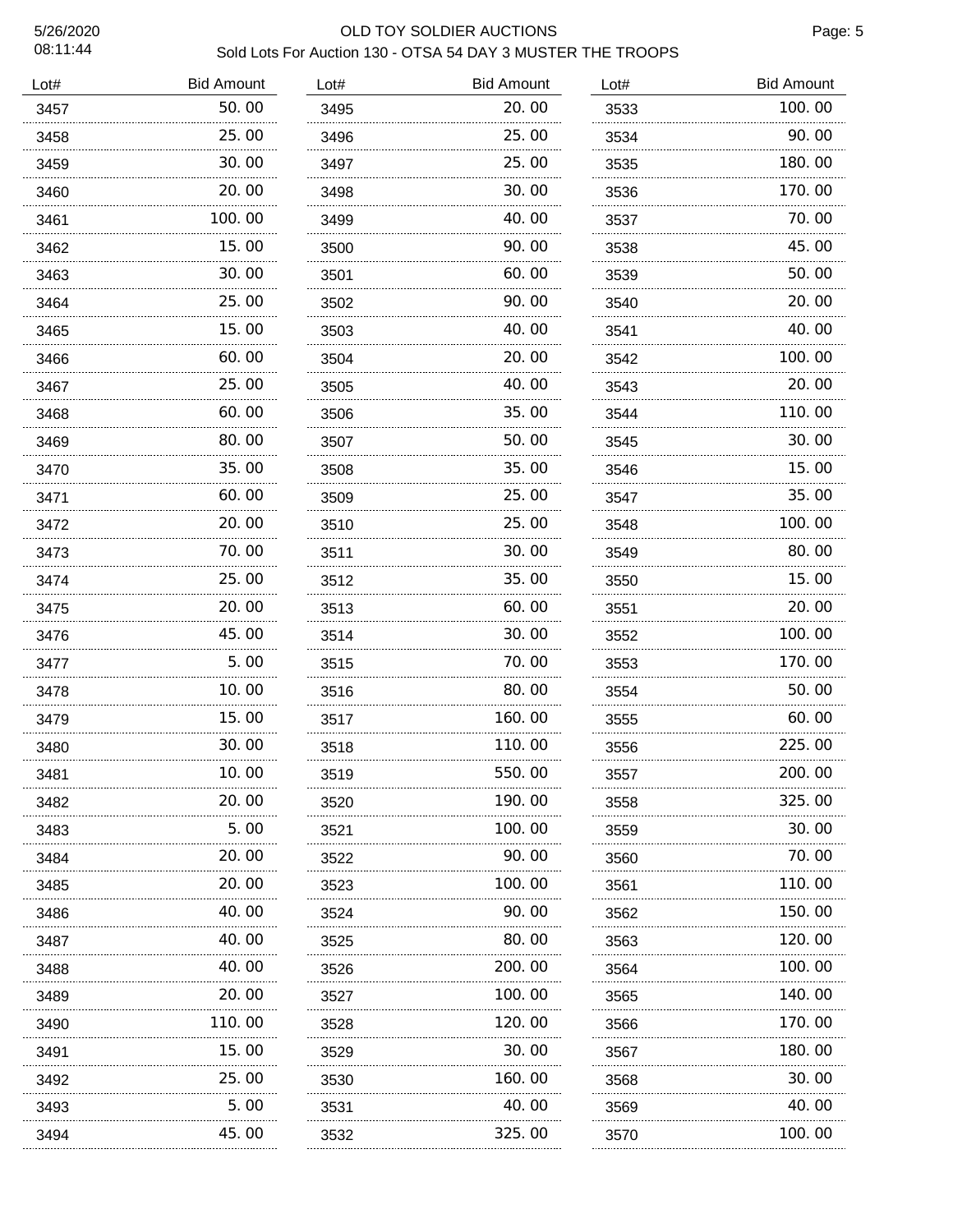OLD TOY SOLDIER AUCTIONS

Sold Lots For Auction 130 - OTSA 54 DAY 3 MUSTER THE TROOPS

| Lot# | Bid Amount |
|---|---|
| 3457 | 50.00 |
| 3458 | 25.00 |
| 3459 | 30.00 |
| 3460 | 20.00 |
| 3461 | 100.00 |
| 3462 | 15.00 |
| 3463 | 30.00 |
| 3464 | 25.00 |
| 3465 | 15.00 |
| 3466 | 60.00 |
| 3467 | 25.00 |
| 3468 | 60.00 |
| 3469 | 80.00 |
| 3470 | 35.00 |
| 3471 | 60.00 |
| 3472 | 20.00 |
| 3473 | 70.00 |
| 3474 | 25.00 |
| 3475 | 20.00 |
| 3476 | 45.00 |
| 3477 | 5.00 |
| 3478 | 10.00 |
| 3479 | 15.00 |
| 3480 | 30.00 |
| 3481 | 10.00 |
| 3482 | 20.00 |
| 3483 | 5.00 |
| 3484 | 20.00 |
| 3485 | 20.00 |
| 3486 | 40.00 |
| 3487 | 40.00 |
| 3488 | 40.00 |
| 3489 | 20.00 |
| 3490 | 110.00 |
| 3491 | 15.00 |
| 3492 | 25.00 |
| 3493 | 5.00 |
| 3494 | 45.00 |
| 3495 | 20.00 |
| 3496 | 25.00 |
| 3497 | 25.00 |
| 3498 | 30.00 |
| 3499 | 40.00 |
| 3500 | 90.00 |
| 3501 | 60.00 |
| 3502 | 90.00 |
| 3503 | 40.00 |
| 3504 | 20.00 |
| 3505 | 40.00 |
| 3506 | 35.00 |
| 3507 | 50.00 |
| 3508 | 35.00 |
| 3509 | 25.00 |
| 3510 | 25.00 |
| 3511 | 30.00 |
| 3512 | 35.00 |
| 3513 | 60.00 |
| 3514 | 30.00 |
| 3515 | 70.00 |
| 3516 | 80.00 |
| 3517 | 160.00 |
| 3518 | 110.00 |
| 3519 | 550.00 |
| 3520 | 190.00 |
| 3521 | 100.00 |
| 3522 | 90.00 |
| 3523 | 100.00 |
| 3524 | 90.00 |
| 3525 | 80.00 |
| 3526 | 200.00 |
| 3527 | 100.00 |
| 3528 | 120.00 |
| 3529 | 30.00 |
| 3530 | 160.00 |
| 3531 | 40.00 |
| 3532 | 325.00 |
| 3533 | 100.00 |
| 3534 | 90.00 |
| 3535 | 180.00 |
| 3536 | 170.00 |
| 3537 | 70.00 |
| 3538 | 45.00 |
| 3539 | 50.00 |
| 3540 | 20.00 |
| 3541 | 40.00 |
| 3542 | 100.00 |
| 3543 | 20.00 |
| 3544 | 110.00 |
| 3545 | 30.00 |
| 3546 | 15.00 |
| 3547 | 35.00 |
| 3548 | 100.00 |
| 3549 | 80.00 |
| 3550 | 15.00 |
| 3551 | 20.00 |
| 3552 | 100.00 |
| 3553 | 170.00 |
| 3554 | 50.00 |
| 3555 | 60.00 |
| 3556 | 225.00 |
| 3557 | 200.00 |
| 3558 | 325.00 |
| 3559 | 30.00 |
| 3560 | 70.00 |
| 3561 | 110.00 |
| 3562 | 150.00 |
| 3563 | 120.00 |
| 3564 | 100.00 |
| 3565 | 140.00 |
| 3566 | 170.00 |
| 3567 | 180.00 |
| 3568 | 30.00 |
| 3569 | 40.00 |
| 3570 | 100.00 |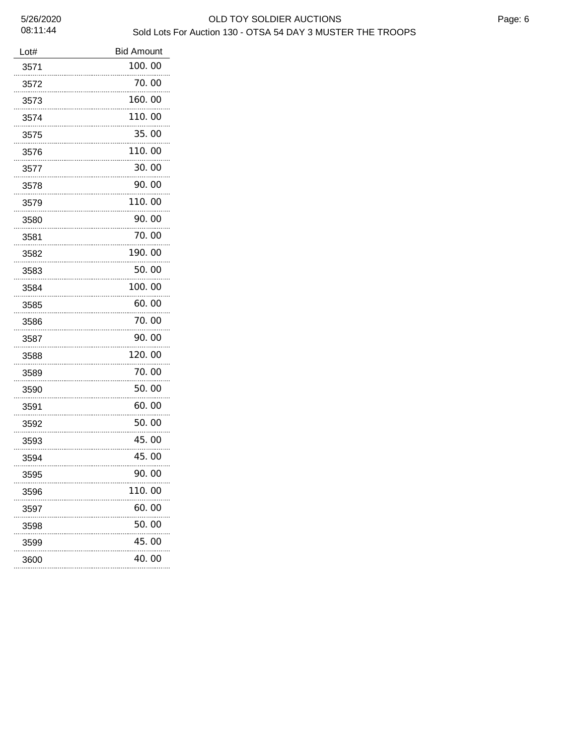| Lot# | Bid Amount |
|---|---|
| 3571 | 100.00 |
| 3572 | 70.00 |
| 3573 | 160.00 |
| 3574 | 110.00 |
| 3575 | 35.00 |
| 3576 | 110.00 |
| 3577 | 30.00 |
| 3578 | 90.00 |
| 3579 | 110.00 |
| 3580 | 90.00 |
| 3581 | 70.00 |
| 3582 | 190.00 |
| 3583 | 50.00 |
| 3584 | 100.00 |
| 3585 | 60.00 |
| 3586 | 70.00 |
| 3587 | 90.00 |
| 3588 | 120.00 |
| 3589 | 70.00 |
| 3590 | 50.00 |
| 3591 | 60.00 |
| 3592 | 50.00 |
| 3593 | 45.00 |
| 3594 | 45.00 |
| 3595 | 90.00 |
| 3596 | 110.00 |
| 3597 | 60.00 |
| 3598 | 50.00 |
| 3599 | 45.00 |
| 3600 | 40.00 |